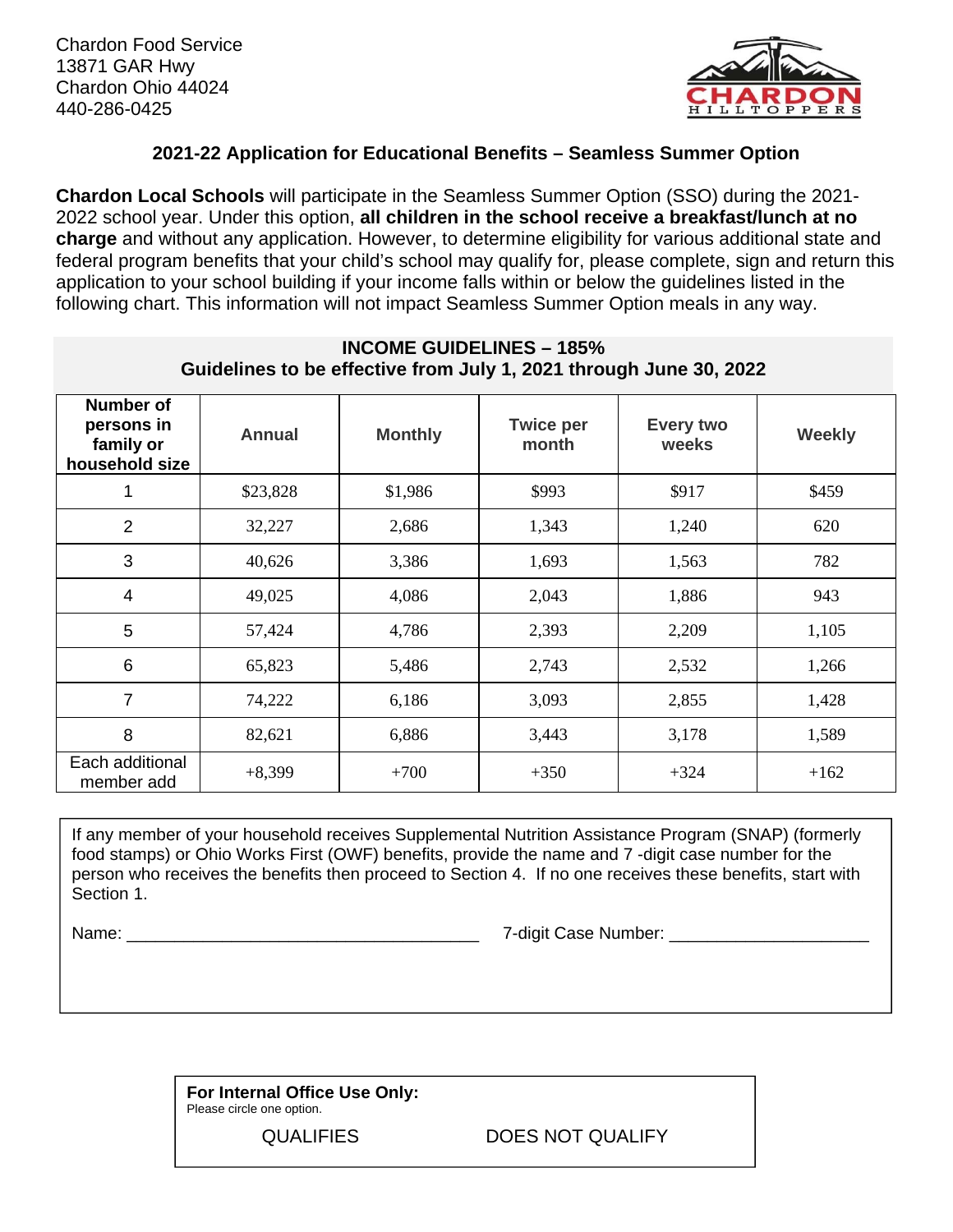Chardon Food Service
13871 GAR Hwy
Chardon Ohio 44024
440-286-0425

## 2021-22 Application for Educational Benefits – Seamless Summer Option

**Chardon Local Schools** will participate in the Seamless Summer Option (SSO) during the 2021-2022 school year. Under this option, **all children in the school receive a breakfast/lunch at no charge** and without any application. However, to determine eligibility for various additional state and federal program benefits that your child's school may qualify for, please complete, sign and return this application to your school building if your income falls within or below the guidelines listed in the following chart. This information will not impact Seamless Summer Option meals in any way.

**INCOME GUIDELINES – 185%**
**Guidelines to be effective from July 1, 2021 through June 30, 2022**

| Number of persons in family or household size | Annual | Monthly | Twice per month | Every two weeks | Weekly |
|---|---|---|---|---|---|
| 1 | $23,828 | $1,986 | $993 | $917 | $459 |
| 2 | 32,227 | 2,686 | 1,343 | 1,240 | 620 |
| 3 | 40,626 | 3,386 | 1,693 | 1,563 | 782 |
| 4 | 49,025 | 4,086 | 2,043 | 1,886 | 943 |
| 5 | 57,424 | 4,786 | 2,393 | 2,209 | 1,105 |
| 6 | 65,823 | 5,486 | 2,743 | 2,532 | 1,266 |
| 7 | 74,222 | 6,186 | 3,093 | 2,855 | 1,428 |
| 8 | 82,621 | 6,886 | 3,443 | 3,178 | 1,589 |
| Each additional member add | +8,399 | +700 | +350 | +324 | +162 |

If any member of your household receives Supplemental Nutrition Assistance Program (SNAP) (formerly food stamps) or Ohio Works First (OWF) benefits, provide the name and 7 -digit case number for the person who receives the benefits then proceed to Section 4. If no one receives these benefits, start with Section 1.

Name: ____________________________________ 7-digit Case Number: ____________________

**For Internal Office Use Only:**
Please circle one option.

QUALIFIES DOES NOT QUALIFY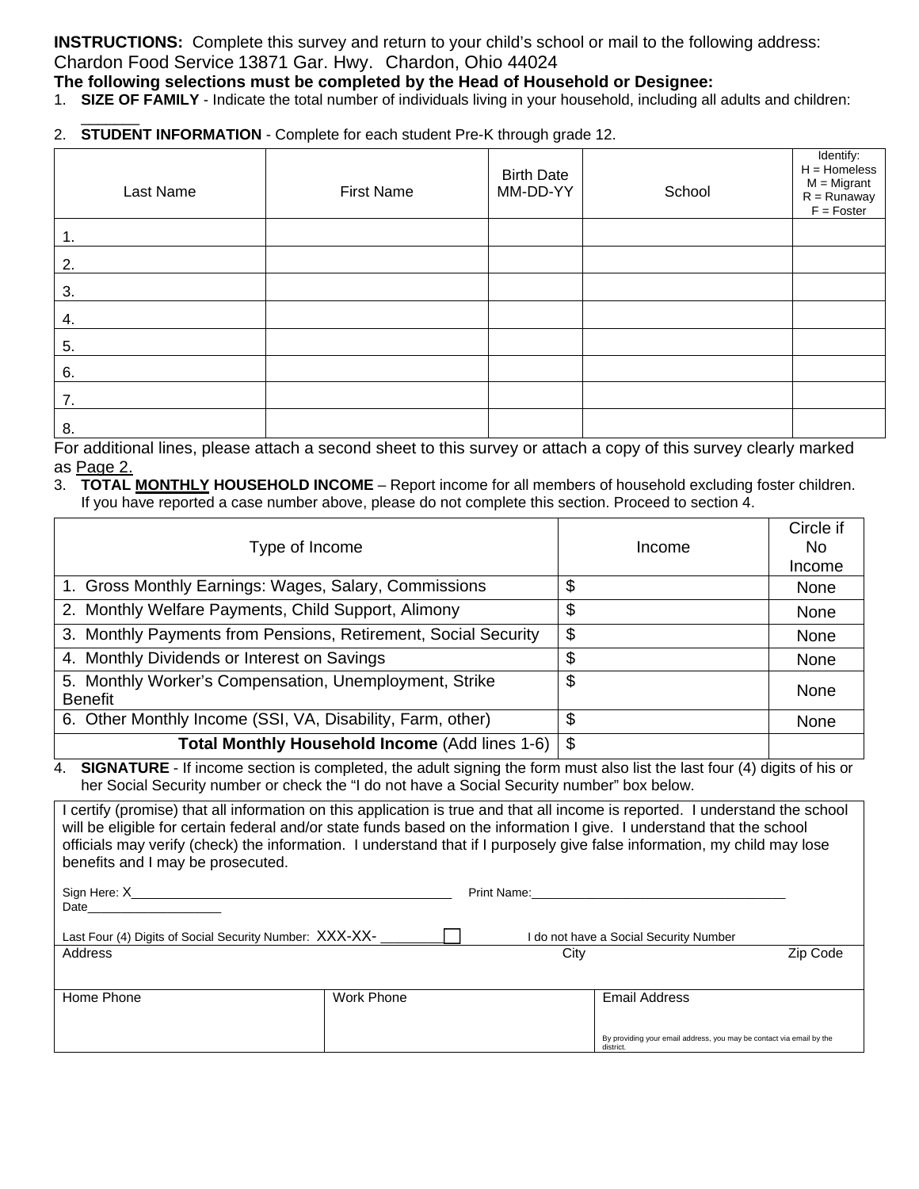**INSTRUCTIONS:** Complete this survey and return to your child's school or mail to the following address:
Chardon Food Service 13871 Gar. Hwy. Chardon, Ohio 44024

**The following selections must be completed by the Head of Household or Designee:**

1. **SIZE OF FAMILY** - Indicate the total number of individuals living in your household, including all adults and children: _______

2. **STUDENT INFORMATION** - Complete for each student Pre-K through grade 12.

| Last Name | First Name | Birth Date MM-DD-YY | School | Identify: H = Homeless M = Migrant R = Runaway F = Foster |
|---|---|---|---|---|
| 1. | | | | |
| 2. | | | | |
| 3. | | | | |
| 4. | | | | |
| 5. | | | | |
| 6. | | | | |
| 7. | | | | |
| 8. | | | | |

For additional lines, please attach a second sheet to this survey or attach a copy of this survey clearly marked as Page 2.

3. **TOTAL MONTHLY HOUSEHOLD INCOME** – Report income for all members of household excluding foster children. If you have reported a case number above, please do not complete this section. Proceed to section 4.

| Type of Income | Income | Circle if No Income |
|---|---|---|
| 1. Gross Monthly Earnings: Wages, Salary, Commissions | $ | None |
| 2. Monthly Welfare Payments, Child Support, Alimony | $ | None |
| 3. Monthly Payments from Pensions, Retirement, Social Security | $ | None |
| 4. Monthly Dividends or Interest on Savings | $ | None |
| 5. Monthly Worker's Compensation, Unemployment, Strike Benefit | $ | None |
| 6. Other Monthly Income (SSI, VA, Disability, Farm, other) | $ | None |
| **Total Monthly Household Income** (Add lines 1-6) | $ | |

4. **SIGNATURE** - If income section is completed, the adult signing the form must also list the last four (4) digits of his or her Social Security number or check the "I do not have a Social Security number" box below.

I certify (promise) that all information on this application is true and that all income is reported. I understand the school will be eligible for certain federal and/or state funds based on the information I give. I understand that the school officials may verify (check) the information. I understand that if I purposely give false information, my child may lose benefits and I may be prosecuted.

Sign Here: X_______________________________________________ Print Name:_____________________________________
Date___________________

Last Four (4) Digits of Social Security Number: XXX-XX- ________ ☐ I do not have a Social Security Number

| Address | | City | Zip Code |
|---|---|---|---|
| | | | |

| Home Phone | Work Phone | Email Address |
|---|---|---|
| | | By providing your email address, you may be contact via email by the district. |